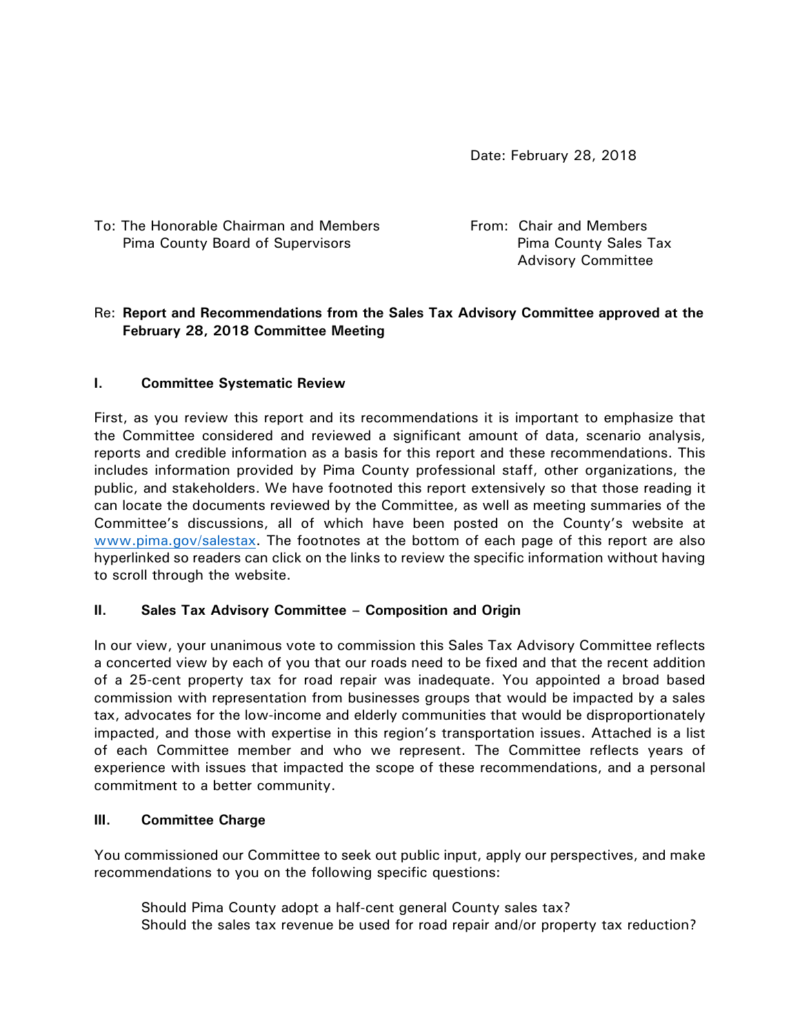Date: February 28, 2018

To: The Honorable Chairman and Members
Pima County Board of Supervisors

From: Chair and Members
Pima County Sales Tax
Advisory Committee

Re: **Report and Recommendations from the Sales Tax Advisory Committee approved at the February 28, 2018 Committee Meeting**

## I. Committee Systematic Review

First, as you review this report and its recommendations it is important to emphasize that the Committee considered and reviewed a significant amount of data, scenario analysis, reports and credible information as a basis for this report and these recommendations. This includes information provided by Pima County professional staff, other organizations, the public, and stakeholders. We have footnoted this report extensively so that those reading it can locate the documents reviewed by the Committee, as well as meeting summaries of the Committee's discussions, all of which have been posted on the County's website at [www.pima.gov/salestax](http://www.pima.gov/salestax). The footnotes at the bottom of each page of this report are also hyperlinked so readers can click on the links to review the specific information without having to scroll through the website.

## II. Sales Tax Advisory Committee – Composition and Origin

In our view, your unanimous vote to commission this Sales Tax Advisory Committee reflects a concerted view by each of you that our roads need to be fixed and that the recent addition of a 25-cent property tax for road repair was inadequate. You appointed a broad based commission with representation from businesses groups that would be impacted by a sales tax, advocates for the low-income and elderly communities that would be disproportionately impacted, and those with expertise in this region's transportation issues. Attached is a list of each Committee member and who we represent. The Committee reflects years of experience with issues that impacted the scope of these recommendations, and a personal commitment to a better community.

## III. Committee Charge

You commissioned our Committee to seek out public input, apply our perspectives, and make recommendations to you on the following specific questions:

Should Pima County adopt a half-cent general County sales tax?
Should the sales tax revenue be used for road repair and/or property tax reduction?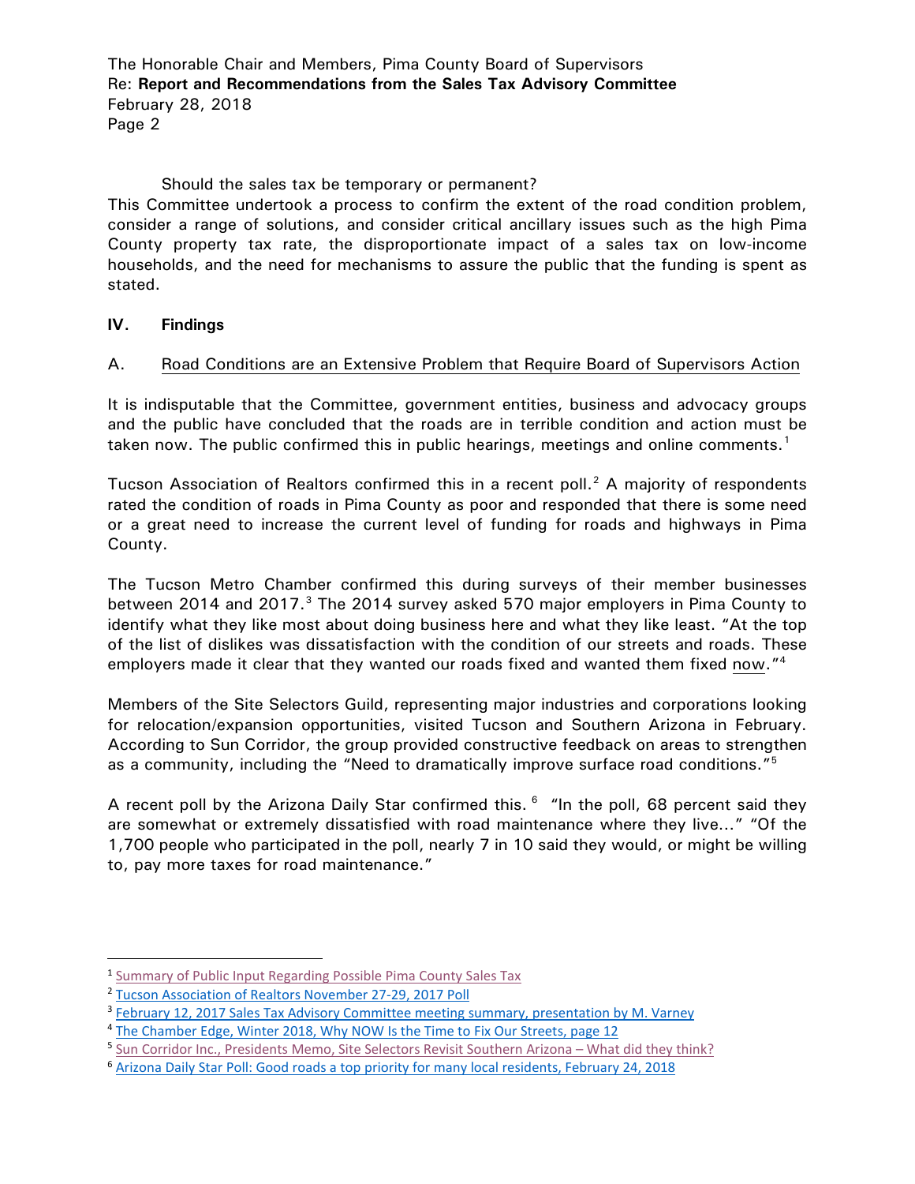Should the sales tax be temporary or permanent?

This Committee undertook a process to confirm the extent of the road condition problem, consider a range of solutions, and consider critical ancillary issues such as the high Pima County property tax rate, the disproportionate impact of a sales tax on low-income households, and the need for mechanisms to assure the public that the funding is spent as stated.

## IV. Findings

### A. Road Conditions are an Extensive Problem that Require Board of Supervisors Action

It is indisputable that the Committee, government entities, business and advocacy groups and the public have concluded that the roads are in terrible condition and action must be taken now. The public confirmed this in public hearings, meetings and online comments.[1]

Tucson Association of Realtors confirmed this in a recent poll.[2] A majority of respondents rated the condition of roads in Pima County as poor and responded that there is some need or a great need to increase the current level of funding for roads and highways in Pima County.

The Tucson Metro Chamber confirmed this during surveys of their member businesses between 2014 and 2017.[3] The 2014 survey asked 570 major employers in Pima County to identify what they like most about doing business here and what they like least. "At the top of the list of dislikes was dissatisfaction with the condition of our streets and roads. These employers made it clear that they wanted our roads fixed and wanted them fixed now."[4]

Members of the Site Selectors Guild, representing major industries and corporations looking for relocation/expansion opportunities, visited Tucson and Southern Arizona in February. According to Sun Corridor, the group provided constructive feedback on areas to strengthen as a community, including the "Need to dramatically improve surface road conditions."[5]

A recent poll by the Arizona Daily Star confirmed this.[6] "In the poll, 68 percent said they are somewhat or extremely dissatisfied with road maintenance where they live…" "Of the 1,700 people who participated in the poll, nearly 7 in 10 said they would, or might be willing to, pay more taxes for road maintenance."

---

[1] Summary of Public Input Regarding Possible Pima County Sales Tax

[2] Tucson Association of Realtors November 27-29, 2017 Poll

[3] February 12, 2017 Sales Tax Advisory Committee meeting summary, presentation by M. Varney

[4] The Chamber Edge, Winter 2018, Why NOW Is the Time to Fix Our Streets, page 12

[5] Sun Corridor Inc., Presidents Memo, Site Selectors Revisit Southern Arizona – What did they think?

[6] Arizona Daily Star Poll: Good roads a top priority for many local residents, February 24, 2018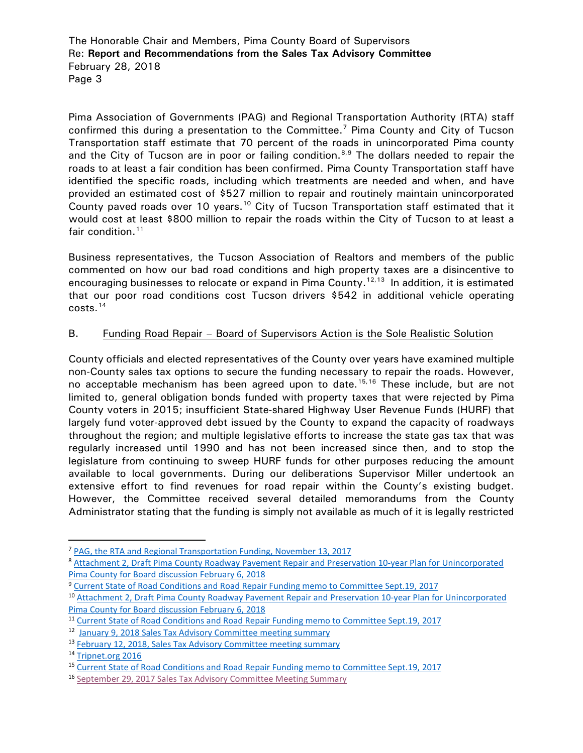Pima Association of Governments (PAG) and Regional Transportation Authority (RTA) staff confirmed this during a presentation to the Committee.[7] Pima County and City of Tucson Transportation staff estimate that 70 percent of the roads in unincorporated Pima county and the City of Tucson are in poor or failing condition.[8,9] The dollars needed to repair the roads to at least a fair condition has been confirmed. Pima County Transportation staff have identified the specific roads, including which treatments are needed and when, and have provided an estimated cost of $527 million to repair and routinely maintain unincorporated County paved roads over 10 years.[10] City of Tucson Transportation staff estimated that it would cost at least $800 million to repair the roads within the City of Tucson to at least a fair condition.[11]

Business representatives, the Tucson Association of Realtors and members of the public commented on how our bad road conditions and high property taxes are a disincentive to encouraging businesses to relocate or expand in Pima County.[12,13] In addition, it is estimated that our poor road conditions cost Tucson drivers $542 in additional vehicle operating costs.[14]

## B. Funding Road Repair – Board of Supervisors Action is the Sole Realistic Solution

County officials and elected representatives of the County over years have examined multiple non-County sales tax options to secure the funding necessary to repair the roads. However, no acceptable mechanism has been agreed upon to date.[15,16] These include, but are not limited to, general obligation bonds funded with property taxes that were rejected by Pima County voters in 2015; insufficient State-shared Highway User Revenue Funds (HURF) that largely fund voter-approved debt issued by the County to expand the capacity of roadways throughout the region; and multiple legislative efforts to increase the state gas tax that was regularly increased until 1990 and has not been increased since then, and to stop the legislature from continuing to sweep HURF funds for other purposes reducing the amount available to local governments. During our deliberations Supervisor Miller undertook an extensive effort to find revenues for road repair within the County's existing budget. However, the Committee received several detailed memorandums from the County Administrator stating that the funding is simply not available as much of it is legally restricted

---

[7] PAG, the RTA and Regional Transportation Funding, November 13, 2017

[8] Attachment 2, Draft Pima County Roadway Pavement Repair and Preservation 10-year Plan for Unincorporated Pima County for Board discussion February 6, 2018

[9] Current State of Road Conditions and Road Repair Funding memo to Committee Sept.19, 2017

[10] Attachment 2, Draft Pima County Roadway Pavement Repair and Preservation 10-year Plan for Unincorporated Pima County for Board discussion February 6, 2018

[11] Current State of Road Conditions and Road Repair Funding memo to Committee Sept.19, 2017

[12] January 9, 2018 Sales Tax Advisory Committee meeting summary

[13] February 12, 2018, Sales Tax Advisory Committee meeting summary

[14] Tripnet.org 2016

[15] Current State of Road Conditions and Road Repair Funding memo to Committee Sept.19, 2017

[16] September 29, 2017 Sales Tax Advisory Committee Meeting Summary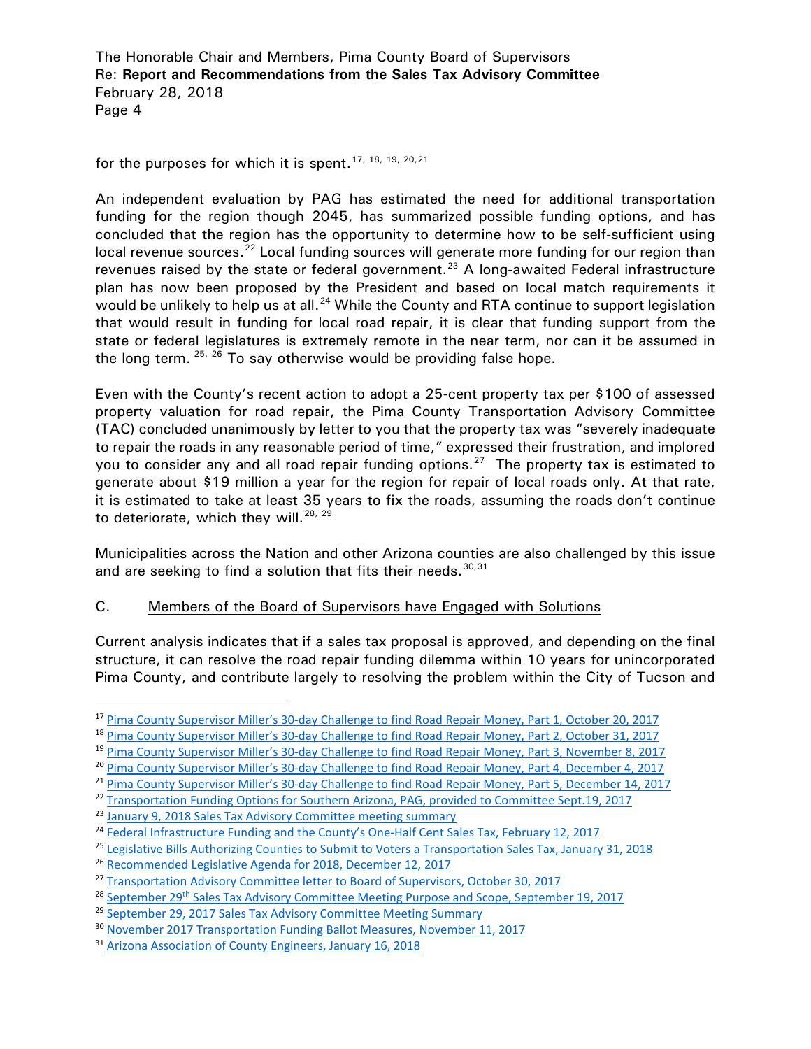for the purposes for which it is spent.[17, 18, 19, 20, 21]

An independent evaluation by PAG has estimated the need for additional transportation funding for the region though 2045, has summarized possible funding options, and has concluded that the region has the opportunity to determine how to be self-sufficient using local revenue sources.[22] Local funding sources will generate more funding for our region than revenues raised by the state or federal government.[23] A long-awaited Federal infrastructure plan has now been proposed by the President and based on local match requirements it would be unlikely to help us at all.[24] While the County and RTA continue to support legislation that would result in funding for local road repair, it is clear that funding support from the state or federal legislatures is extremely remote in the near term, nor can it be assumed in the long term. [25, 26] To say otherwise would be providing false hope.

Even with the County's recent action to adopt a 25-cent property tax per $100 of assessed property valuation for road repair, the Pima County Transportation Advisory Committee (TAC) concluded unanimously by letter to you that the property tax was "severely inadequate to repair the roads in any reasonable period of time," expressed their frustration, and implored you to consider any and all road repair funding options.[27] The property tax is estimated to generate about $19 million a year for the region for repair of local roads only. At that rate, it is estimated to take at least 35 years to fix the roads, assuming the roads don't continue to deteriorate, which they will.[28, 29]

Municipalities across the Nation and other Arizona counties are also challenged by this issue and are seeking to find a solution that fits their needs.[30, 31]

C. Members of the Board of Supervisors have Engaged with Solutions

Current analysis indicates that if a sales tax proposal is approved, and depending on the final structure, it can resolve the road repair funding dilemma within 10 years for unincorporated Pima County, and contribute largely to resolving the problem within the City of Tucson and

---

[17] Pima County Supervisor Miller's 30-day Challenge to find Road Repair Money, Part 1, October 20, 2017

[18] Pima County Supervisor Miller's 30-day Challenge to find Road Repair Money, Part 2, October 31, 2017

[19] Pima County Supervisor Miller's 30-day Challenge to find Road Repair Money, Part 3, November 8, 2017

[20] Pima County Supervisor Miller's 30-day Challenge to find Road Repair Money, Part 4, December 4, 2017

[21] Pima County Supervisor Miller's 30-day Challenge to find Road Repair Money, Part 5, December 14, 2017

[22] Transportation Funding Options for Southern Arizona, PAG, provided to Committee Sept.19, 2017

[23] January 9, 2018 Sales Tax Advisory Committee meeting summary

[24] Federal Infrastructure Funding and the County's One-Half Cent Sales Tax, February 12, 2017

[25] Legislative Bills Authorizing Counties to Submit to Voters a Transportation Sales Tax, January 31, 2018

[26] Recommended Legislative Agenda for 2018, December 12, 2017

[27] Transportation Advisory Committee letter to Board of Supervisors, October 30, 2017

[28] September 29th Sales Tax Advisory Committee Meeting Purpose and Scope, September 19, 2017

[29] September 29, 2017 Sales Tax Advisory Committee Meeting Summary

[30] November 2017 Transportation Funding Ballot Measures, November 11, 2017

[31] Arizona Association of County Engineers, January 16, 2018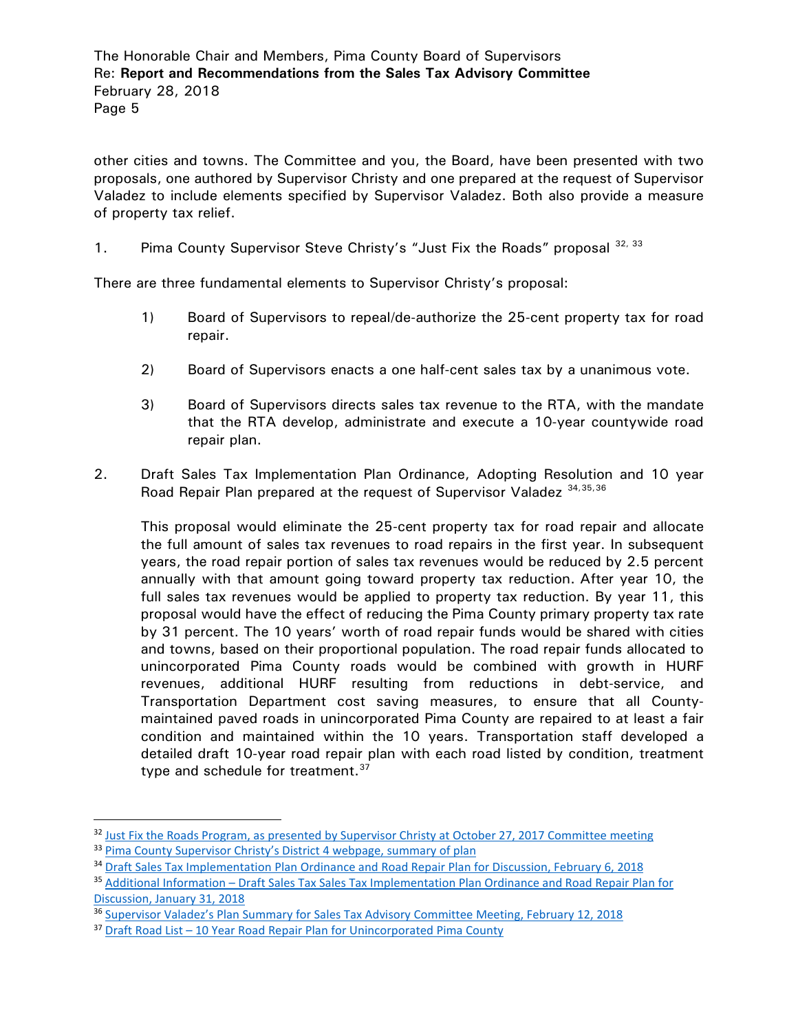other cities and towns. The Committee and you, the Board, have been presented with two proposals, one authored by Supervisor Christy and one prepared at the request of Supervisor Valadez to include elements specified by Supervisor Valadez. Both also provide a measure of property tax relief.

1. Pima County Supervisor Steve Christy's "Just Fix the Roads" proposal [32, 33]

There are three fundamental elements to Supervisor Christy's proposal:

1) Board of Supervisors to repeal/de-authorize the 25-cent property tax for road repair.

2) Board of Supervisors enacts a one half-cent sales tax by a unanimous vote.

3) Board of Supervisors directs sales tax revenue to the RTA, with the mandate that the RTA develop, administrate and execute a 10-year countywide road repair plan.

2. Draft Sales Tax Implementation Plan Ordinance, Adopting Resolution and 10 year Road Repair Plan prepared at the request of Supervisor Valadez [34,35,36]

This proposal would eliminate the 25-cent property tax for road repair and allocate the full amount of sales tax revenues to road repairs in the first year. In subsequent years, the road repair portion of sales tax revenues would be reduced by 2.5 percent annually with that amount going toward property tax reduction. After year 10, the full sales tax revenues would be applied to property tax reduction. By year 11, this proposal would have the effect of reducing the Pima County primary property tax rate by 31 percent. The 10 years' worth of road repair funds would be shared with cities and towns, based on their proportional population. The road repair funds allocated to unincorporated Pima County roads would be combined with growth in HURF revenues, additional HURF resulting from reductions in debt-service, and Transportation Department cost saving measures, to ensure that all County-maintained paved roads in unincorporated Pima County are repaired to at least a fair condition and maintained within the 10 years. Transportation staff developed a detailed draft 10-year road repair plan with each road listed by condition, treatment type and schedule for treatment.[37]

---

[32] Just Fix the Roads Program, as presented by Supervisor Christy at October 27, 2017 Committee meeting

[33] Pima County Supervisor Christy's District 4 webpage, summary of plan

[34] Draft Sales Tax Implementation Plan Ordinance and Road Repair Plan for Discussion, February 6, 2018

[35] Additional Information – Draft Sales Tax Sales Tax Implementation Plan Ordinance and Road Repair Plan for Discussion, January 31, 2018

[36] Supervisor Valadez's Plan Summary for Sales Tax Advisory Committee Meeting, February 12, 2018

[37] Draft Road List – 10 Year Road Repair Plan for Unincorporated Pima County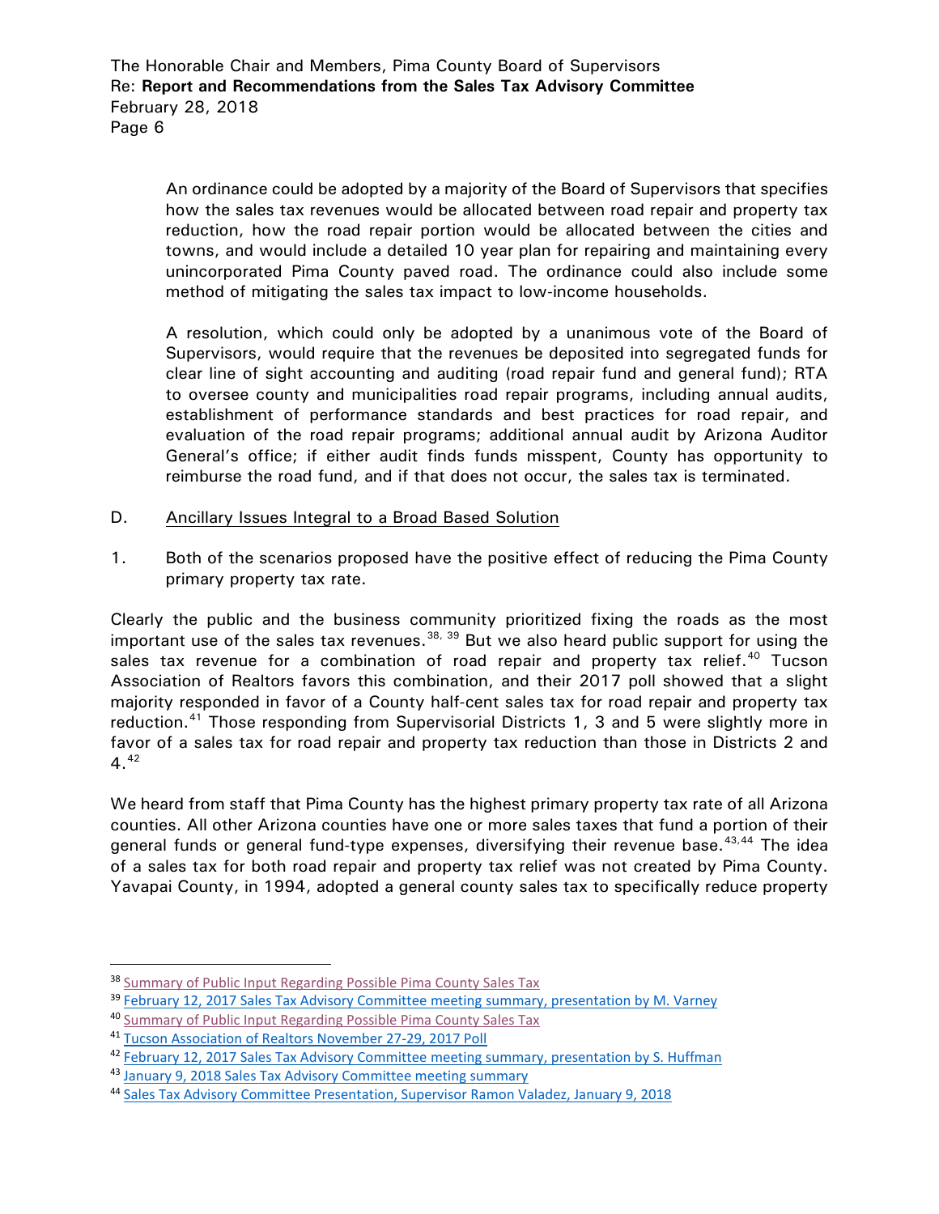An ordinance could be adopted by a majority of the Board of Supervisors that specifies how the sales tax revenues would be allocated between road repair and property tax reduction, how the road repair portion would be allocated between the cities and towns, and would include a detailed 10 year plan for repairing and maintaining every unincorporated Pima County paved road. The ordinance could also include some method of mitigating the sales tax impact to low-income households.

A resolution, which could only be adopted by a unanimous vote of the Board of Supervisors, would require that the revenues be deposited into segregated funds for clear line of sight accounting and auditing (road repair fund and general fund); RTA to oversee county and municipalities road repair programs, including annual audits, establishment of performance standards and best practices for road repair, and evaluation of the road repair programs; additional annual audit by Arizona Auditor General's office; if either audit finds funds misspent, County has opportunity to reimburse the road fund, and if that does not occur, the sales tax is terminated.

D. Ancillary Issues Integral to a Broad Based Solution

1. Both of the scenarios proposed have the positive effect of reducing the Pima County primary property tax rate.

Clearly the public and the business community prioritized fixing the roads as the most important use of the sales tax revenues.[38, 39] But we also heard public support for using the sales tax revenue for a combination of road repair and property tax relief.[40] Tucson Association of Realtors favors this combination, and their 2017 poll showed that a slight majority responded in favor of a County half-cent sales tax for road repair and property tax reduction.[41] Those responding from Supervisorial Districts 1, 3 and 5 were slightly more in favor of a sales tax for road repair and property tax reduction than those in Districts 2 and 4.[42]

We heard from staff that Pima County has the highest primary property tax rate of all Arizona counties. All other Arizona counties have one or more sales taxes that fund a portion of their general funds or general fund-type expenses, diversifying their revenue base.[43,44] The idea of a sales tax for both road repair and property tax relief was not created by Pima County. Yavapai County, in 1994, adopted a general county sales tax to specifically reduce property

---

[38] Summary of Public Input Regarding Possible Pima County Sales Tax

[39] February 12, 2017 Sales Tax Advisory Committee meeting summary, presentation by M. Varney

[40] Summary of Public Input Regarding Possible Pima County Sales Tax

[41] Tucson Association of Realtors November 27-29, 2017 Poll

[42] February 12, 2017 Sales Tax Advisory Committee meeting summary, presentation by S. Huffman

[43] January 9, 2018 Sales Tax Advisory Committee meeting summary

[44] Sales Tax Advisory Committee Presentation, Supervisor Ramon Valadez, January 9, 2018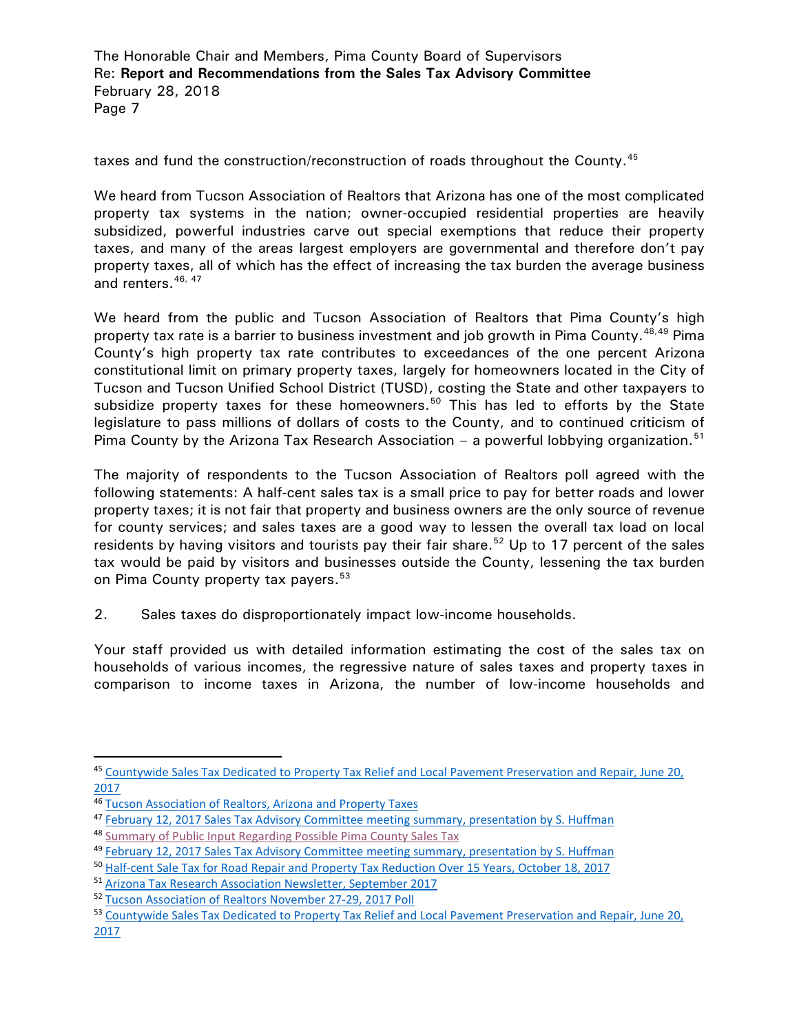taxes and fund the construction/reconstruction of roads throughout the County.[45]

We heard from Tucson Association of Realtors that Arizona has one of the most complicated property tax systems in the nation; owner-occupied residential properties are heavily subsidized, powerful industries carve out special exemptions that reduce their property taxes, and many of the areas largest employers are governmental and therefore don't pay property taxes, all of which has the effect of increasing the tax burden the average business and renters.[46, 47]

We heard from the public and Tucson Association of Realtors that Pima County's high property tax rate is a barrier to business investment and job growth in Pima County.[48,49] Pima County's high property tax rate contributes to exceedances of the one percent Arizona constitutional limit on primary property taxes, largely for homeowners located in the City of Tucson and Tucson Unified School District (TUSD), costing the State and other taxpayers to subsidize property taxes for these homeowners.[50] This has led to efforts by the State legislature to pass millions of dollars of costs to the County, and to continued criticism of Pima County by the Arizona Tax Research Association – a powerful lobbying organization.[51]

The majority of respondents to the Tucson Association of Realtors poll agreed with the following statements: A half-cent sales tax is a small price to pay for better roads and lower property taxes; it is not fair that property and business owners are the only source of revenue for county services; and sales taxes are a good way to lessen the overall tax load on local residents by having visitors and tourists pay their fair share.[52] Up to 17 percent of the sales tax would be paid by visitors and businesses outside the County, lessening the tax burden on Pima County property tax payers.[53]

2. Sales taxes do disproportionately impact low-income households.

Your staff provided us with detailed information estimating the cost of the sales tax on households of various incomes, the regressive nature of sales taxes and property taxes in comparison to income taxes in Arizona, the number of low-income households and

---

[45] Countywide Sales Tax Dedicated to Property Tax Relief and Local Pavement Preservation and Repair, June 20, 2017

[46] Tucson Association of Realtors, Arizona and Property Taxes

[47] February 12, 2017 Sales Tax Advisory Committee meeting summary, presentation by S. Huffman

[48] Summary of Public Input Regarding Possible Pima County Sales Tax

[49] February 12, 2017 Sales Tax Advisory Committee meeting summary, presentation by S. Huffman

[50] Half-cent Sale Tax for Road Repair and Property Tax Reduction Over 15 Years, October 18, 2017

[51] Arizona Tax Research Association Newsletter, September 2017

[52] Tucson Association of Realtors November 27-29, 2017 Poll

[53] Countywide Sales Tax Dedicated to Property Tax Relief and Local Pavement Preservation and Repair, June 20, 2017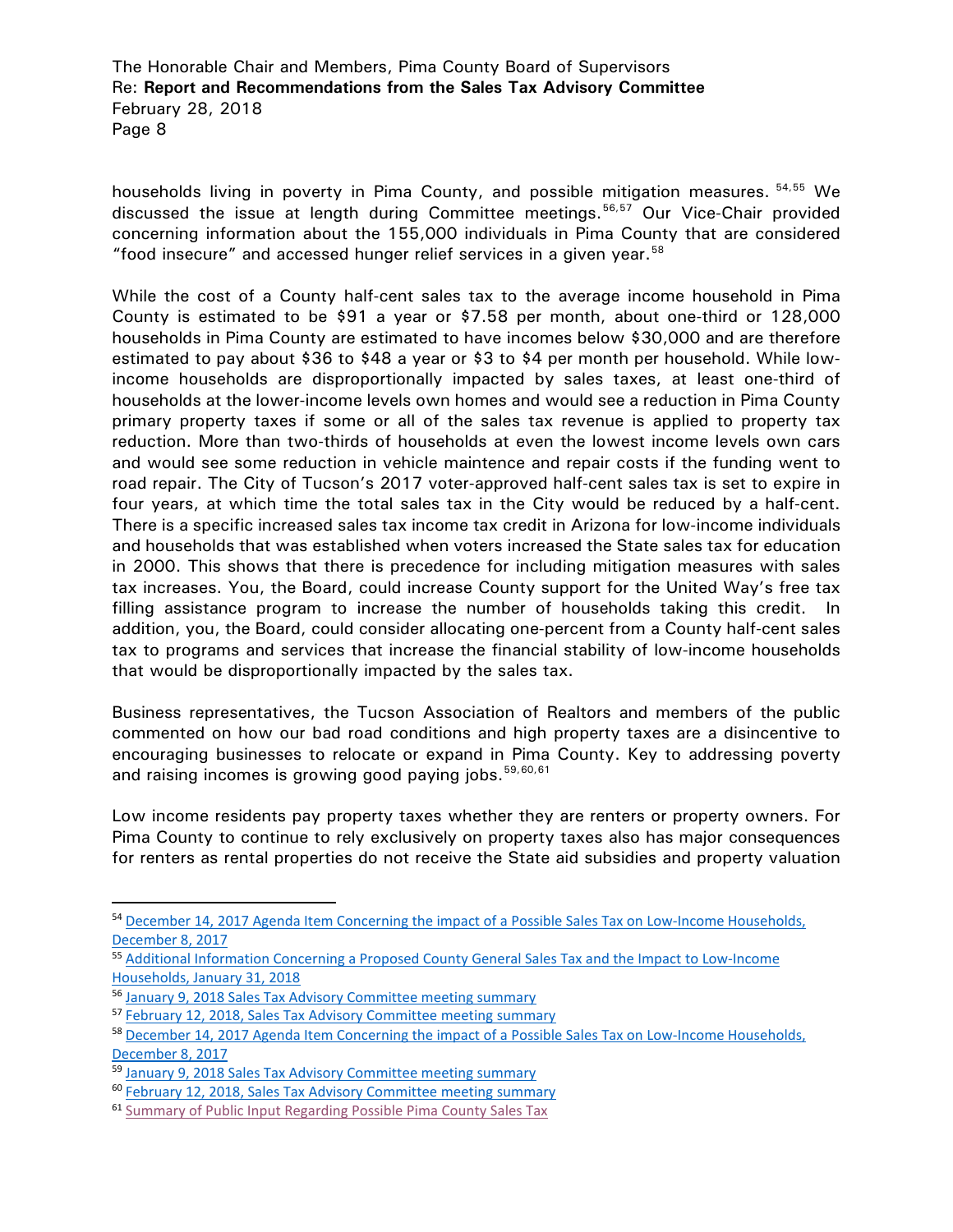households living in poverty in Pima County, and possible mitigation measures. [54,55] We discussed the issue at length during Committee meetings.[56,57] Our Vice-Chair provided concerning information about the 155,000 individuals in Pima County that are considered "food insecure" and accessed hunger relief services in a given year.[58]

While the cost of a County half-cent sales tax to the average income household in Pima County is estimated to be $91 a year or $7.58 per month, about one-third or 128,000 households in Pima County are estimated to have incomes below $30,000 and are therefore estimated to pay about $36 to $48 a year or $3 to $4 per month per household. While low-income households are disproportionally impacted by sales taxes, at least one-third of households at the lower-income levels own homes and would see a reduction in Pima County primary property taxes if some or all of the sales tax revenue is applied to property tax reduction. More than two-thirds of households at even the lowest income levels own cars and would see some reduction in vehicle maintence and repair costs if the funding went to road repair. The City of Tucson's 2017 voter-approved half-cent sales tax is set to expire in four years, at which time the total sales tax in the City would be reduced by a half-cent. There is a specific increased sales tax income tax credit in Arizona for low-income individuals and households that was established when voters increased the State sales tax for education in 2000. This shows that there is precedence for including mitigation measures with sales tax increases. You, the Board, could increase County support for the United Way's free tax filling assistance program to increase the number of households taking this credit. In addition, you, the Board, could consider allocating one-percent from a County half-cent sales tax to programs and services that increase the financial stability of low-income households that would be disproportionally impacted by the sales tax.

Business representatives, the Tucson Association of Realtors and members of the public commented on how our bad road conditions and high property taxes are a disincentive to encouraging businesses to relocate or expand in Pima County. Key to addressing poverty and raising incomes is growing good paying jobs.[59,60,61]

Low income residents pay property taxes whether they are renters or property owners. For Pima County to continue to rely exclusively on property taxes also has major consequences for renters as rental properties do not receive the State aid subsidies and property valuation

---

[54] December 14, 2017 Agenda Item Concerning the impact of a Possible Sales Tax on Low-Income Households, December 8, 2017

[55] Additional Information Concerning a Proposed County General Sales Tax and the Impact to Low-Income Households, January 31, 2018

[56] January 9, 2018 Sales Tax Advisory Committee meeting summary

[57] February 12, 2018, Sales Tax Advisory Committee meeting summary

[58] December 14, 2017 Agenda Item Concerning the impact of a Possible Sales Tax on Low-Income Households, December 8, 2017

[59] January 9, 2018 Sales Tax Advisory Committee meeting summary

[60] February 12, 2018, Sales Tax Advisory Committee meeting summary

[61] Summary of Public Input Regarding Possible Pima County Sales Tax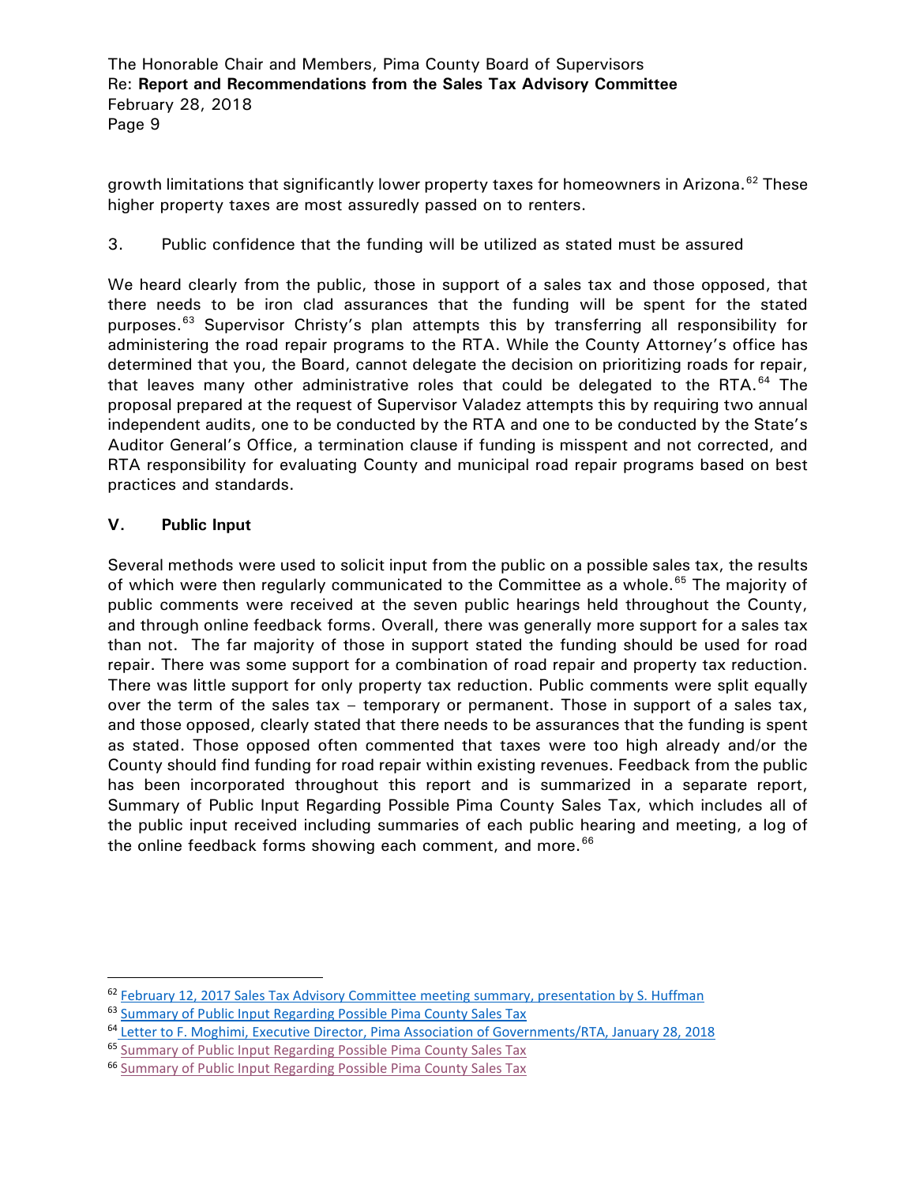growth limitations that significantly lower property taxes for homeowners in Arizona.[62] These higher property taxes are most assuredly passed on to renters.

3. Public confidence that the funding will be utilized as stated must be assured

We heard clearly from the public, those in support of a sales tax and those opposed, that there needs to be iron clad assurances that the funding will be spent for the stated purposes.[63] Supervisor Christy's plan attempts this by transferring all responsibility for administering the road repair programs to the RTA. While the County Attorney's office has determined that you, the Board, cannot delegate the decision on prioritizing roads for repair, that leaves many other administrative roles that could be delegated to the RTA.[64] The proposal prepared at the request of Supervisor Valadez attempts this by requiring two annual independent audits, one to be conducted by the RTA and one to be conducted by the State's Auditor General's Office, a termination clause if funding is misspent and not corrected, and RTA responsibility for evaluating County and municipal road repair programs based on best practices and standards.

## V. Public Input

Several methods were used to solicit input from the public on a possible sales tax, the results of which were then regularly communicated to the Committee as a whole.[65] The majority of public comments were received at the seven public hearings held throughout the County, and through online feedback forms. Overall, there was generally more support for a sales tax than not. The far majority of those in support stated the funding should be used for road repair. There was some support for a combination of road repair and property tax reduction. There was little support for only property tax reduction. Public comments were split equally over the term of the sales tax – temporary or permanent. Those in support of a sales tax, and those opposed, clearly stated that there needs to be assurances that the funding is spent as stated. Those opposed often commented that taxes were too high already and/or the County should find funding for road repair within existing revenues. Feedback from the public has been incorporated throughout this report and is summarized in a separate report, Summary of Public Input Regarding Possible Pima County Sales Tax, which includes all of the public input received including summaries of each public hearing and meeting, a log of the online feedback forms showing each comment, and more.[66]

---

[62] February 12, 2017 Sales Tax Advisory Committee meeting summary, presentation by S. Huffman

[63] Summary of Public Input Regarding Possible Pima County Sales Tax

[64] Letter to F. Moghimi, Executive Director, Pima Association of Governments/RTA, January 28, 2018

[65] Summary of Public Input Regarding Possible Pima County Sales Tax

[66] Summary of Public Input Regarding Possible Pima County Sales Tax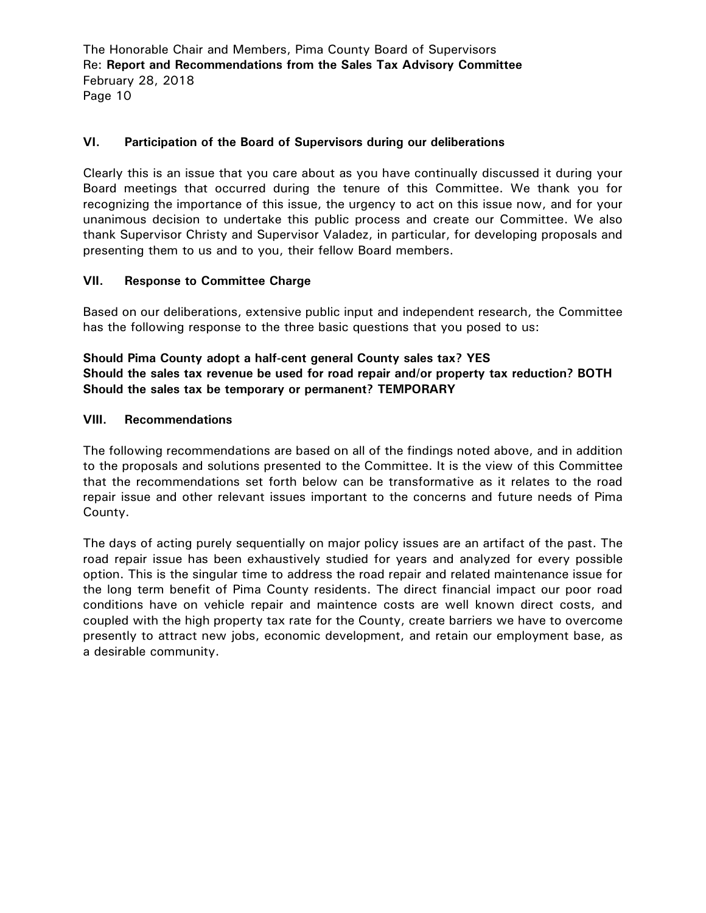## VI. Participation of the Board of Supervisors during our deliberations

Clearly this is an issue that you care about as you have continually discussed it during your Board meetings that occurred during the tenure of this Committee. We thank you for recognizing the importance of this issue, the urgency to act on this issue now, and for your unanimous decision to undertake this public process and create our Committee. We also thank Supervisor Christy and Supervisor Valadez, in particular, for developing proposals and presenting them to us and to you, their fellow Board members.

## VII. Response to Committee Charge

Based on our deliberations, extensive public input and independent research, the Committee has the following response to the three basic questions that you posed to us:

**Should Pima County adopt a half-cent general County sales tax? YES**
**Should the sales tax revenue be used for road repair and/or property tax reduction? BOTH**
**Should the sales tax be temporary or permanent? TEMPORARY**

## VIII. Recommendations

The following recommendations are based on all of the findings noted above, and in addition to the proposals and solutions presented to the Committee. It is the view of this Committee that the recommendations set forth below can be transformative as it relates to the road repair issue and other relevant issues important to the concerns and future needs of Pima County.

The days of acting purely sequentially on major policy issues are an artifact of the past. The road repair issue has been exhaustively studied for years and analyzed for every possible option. This is the singular time to address the road repair and related maintenance issue for the long term benefit of Pima County residents. The direct financial impact our poor road conditions have on vehicle repair and maintence costs are well known direct costs, and coupled with the high property tax rate for the County, create barriers we have to overcome presently to attract new jobs, economic development, and retain our employment base, as a desirable community.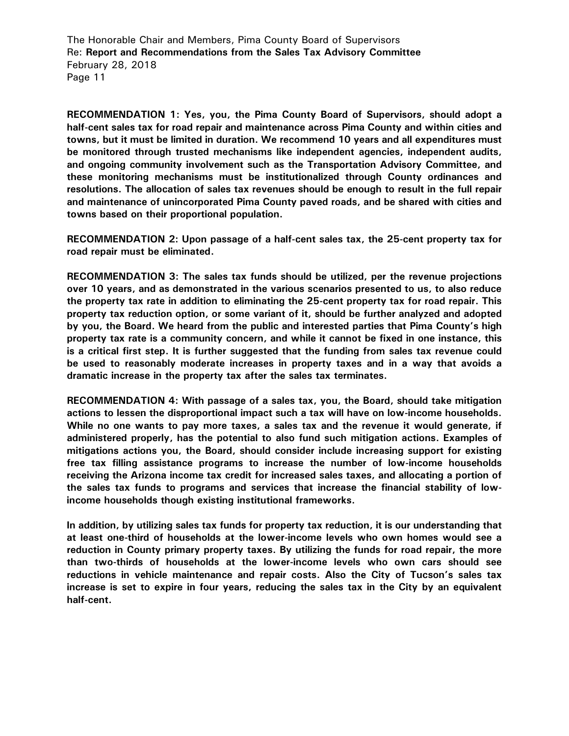**RECOMMENDATION 1: Yes, you, the Pima County Board of Supervisors, should adopt a half-cent sales tax for road repair and maintenance across Pima County and within cities and towns, but it must be limited in duration. We recommend 10 years and all expenditures must be monitored through trusted mechanisms like independent agencies, independent audits, and ongoing community involvement such as the Transportation Advisory Committee, and these monitoring mechanisms must be institutionalized through County ordinances and resolutions. The allocation of sales tax revenues should be enough to result in the full repair and maintenance of unincorporated Pima County paved roads, and be shared with cities and towns based on their proportional population.**

**RECOMMENDATION 2: Upon passage of a half-cent sales tax, the 25-cent property tax for road repair must be eliminated.**

**RECOMMENDATION 3: The sales tax funds should be utilized, per the revenue projections over 10 years, and as demonstrated in the various scenarios presented to us, to also reduce the property tax rate in addition to eliminating the 25-cent property tax for road repair. This property tax reduction option, or some variant of it, should be further analyzed and adopted by you, the Board. We heard from the public and interested parties that Pima County's high property tax rate is a community concern, and while it cannot be fixed in one instance, this is a critical first step. It is further suggested that the funding from sales tax revenue could be used to reasonably moderate increases in property taxes and in a way that avoids a dramatic increase in the property tax after the sales tax terminates.**

**RECOMMENDATION 4: With passage of a sales tax, you, the Board, should take mitigation actions to lessen the disproportional impact such a tax will have on low-income households. While no one wants to pay more taxes, a sales tax and the revenue it would generate, if administered properly, has the potential to also fund such mitigation actions. Examples of mitigations actions you, the Board, should consider include increasing support for existing free tax filling assistance programs to increase the number of low-income households receiving the Arizona income tax credit for increased sales taxes, and allocating a portion of the sales tax funds to programs and services that increase the financial stability of low-income households though existing institutional frameworks.**

**In addition, by utilizing sales tax funds for property tax reduction, it is our understanding that at least one-third of households at the lower-income levels who own homes would see a reduction in County primary property taxes. By utilizing the funds for road repair, the more than two-thirds of households at the lower-income levels who own cars should see reductions in vehicle maintenance and repair costs. Also the City of Tucson's sales tax increase is set to expire in four years, reducing the sales tax in the City by an equivalent half-cent.**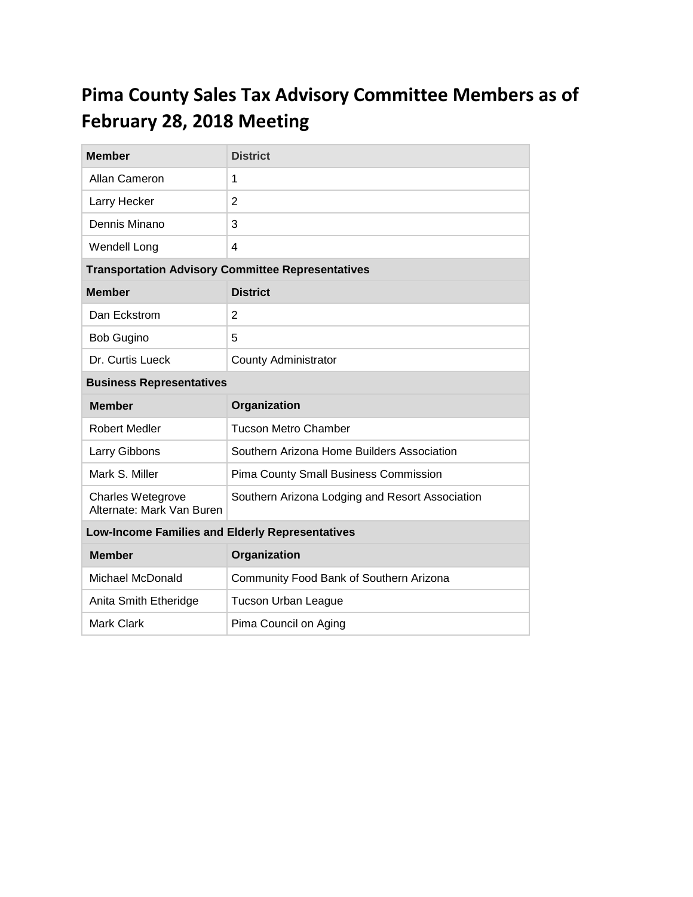# Pima County Sales Tax Advisory Committee Members as of February 28, 2018 Meeting

| Member | District |
|---|---|
| Allan Cameron | 1 |
| Larry Hecker | 2 |
| Dennis Minano | 3 |
| Wendell Long | 4 |
| **Transportation Advisory Committee Representatives** | |
| **Member** | **District** |
| Dan Eckstrom | 2 |
| Bob Gugino | 5 |
| Dr. Curtis Lueck | County Administrator |
| **Business Representatives** | |
| **Member** | **Organization** |
| Robert Medler | Tucson Metro Chamber |
| Larry Gibbons | Southern Arizona Home Builders Association |
| Mark S. Miller | Pima County Small Business Commission |
| Charles Wetegrove<br>Alternate: Mark Van Buren | Southern Arizona Lodging and Resort Association |
| **Low-Income Families and Elderly Representatives** | |
| **Member** | **Organization** |
| Michael McDonald | Community Food Bank of Southern Arizona |
| Anita Smith Etheridge | Tucson Urban League |
| Mark Clark | Pima Council on Aging |